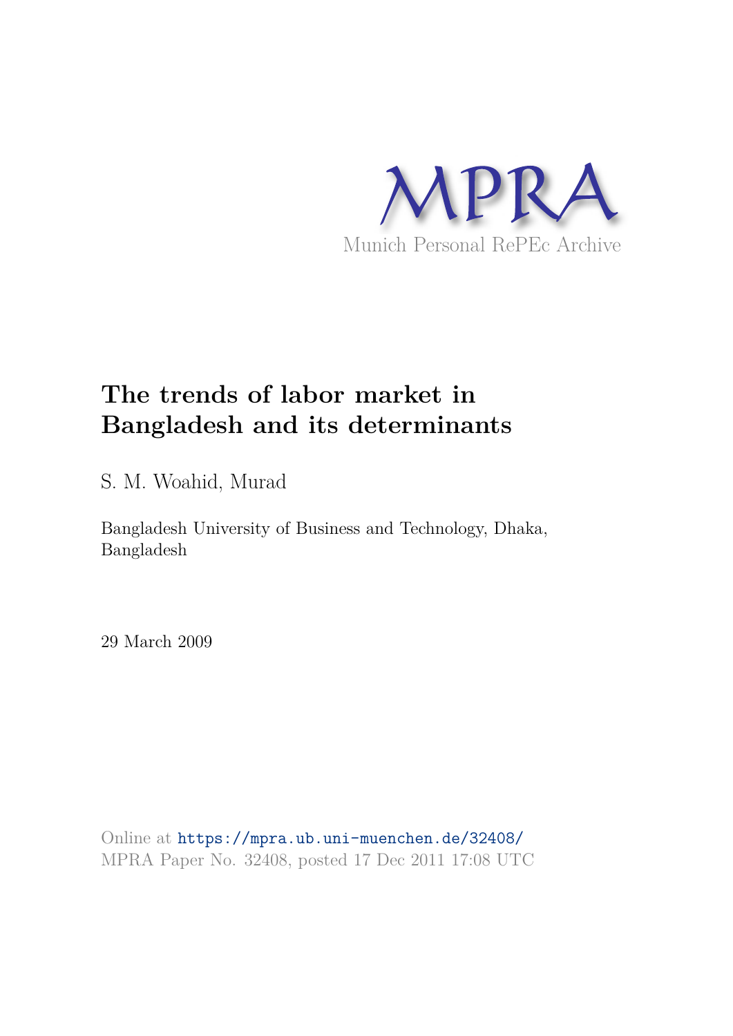MPRA

Munich Personal RePEc Archive

# The trends of labor market in Bangladesh and its determinants

S. M. Woahid, Murad

Bangladesh University of Business and Technology, Dhaka, Bangladesh

29 March 2009

Online at https://mpra.ub.uni-muenchen.de/32408/
MPRA Paper No. 32408, posted 17 Dec 2011 17:08 UTC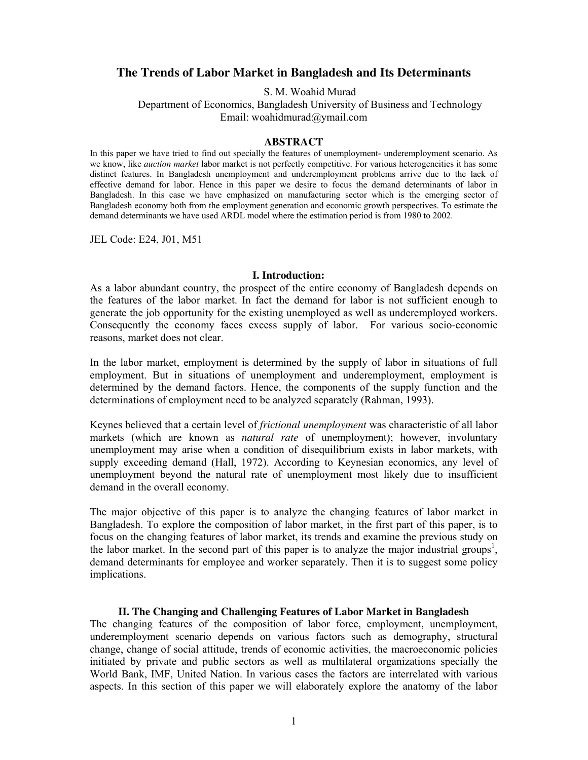# The Trends of Labor Market in Bangladesh and Its Determinants

S. M. Woahid Murad

Department of Economics, Bangladesh University of Business and Technology

Email: woahidmurad@ymail.com

## ABSTRACT

In this paper we have tried to find out specially the features of unemployment- underemployment scenario. As we know, like *auction market* labor market is not perfectly competitive. For various heterogeneities it has some distinct features. In Bangladesh unemployment and underemployment problems arrive due to the lack of effective demand for labor. Hence in this paper we desire to focus the demand determinants of labor in Bangladesh. In this case we have emphasized on manufacturing sector which is the emerging sector of Bangladesh economy both from the employment generation and economic growth perspectives. To estimate the demand determinants we have used ARDL model where the estimation period is from 1980 to 2002.

JEL Code: E24, J01, M51

## I. Introduction:

As a labor abundant country, the prospect of the entire economy of Bangladesh depends on the features of the labor market. In fact the demand for labor is not sufficient enough to generate the job opportunity for the existing unemployed as well as underemployed workers. Consequently the economy faces excess supply of labor. For various socio-economic reasons, market does not clear.

In the labor market, employment is determined by the supply of labor in situations of full employment. But in situations of unemployment and underemployment, employment is determined by the demand factors. Hence, the components of the supply function and the determinations of employment need to be analyzed separately (Rahman, 1993).

Keynes believed that a certain level of *frictional unemployment* was characteristic of all labor markets (which are known as *natural rate* of unemployment); however, involuntary unemployment may arise when a condition of disequilibrium exists in labor markets, with supply exceeding demand (Hall, 1972). According to Keynesian economics, any level of unemployment beyond the natural rate of unemployment most likely due to insufficient demand in the overall economy.

The major objective of this paper is to analyze the changing features of labor market in Bangladesh. To explore the composition of labor market, in the first part of this paper, is to focus on the changing features of labor market, its trends and examine the previous study on the labor market. In the second part of this paper is to analyze the major industrial groups[1], demand determinants for employee and worker separately. Then it is to suggest some policy implications.

## II. The Changing and Challenging Features of Labor Market in Bangladesh

The changing features of the composition of labor force, employment, unemployment, underemployment scenario depends on various factors such as demography, structural change, change of social attitude, trends of economic activities, the macroeconomic policies initiated by private and public sectors as well as multilateral organizations specially the World Bank, IMF, United Nation. In various cases the factors are interrelated with various aspects. In this section of this paper we will elaborately explore the anatomy of the labor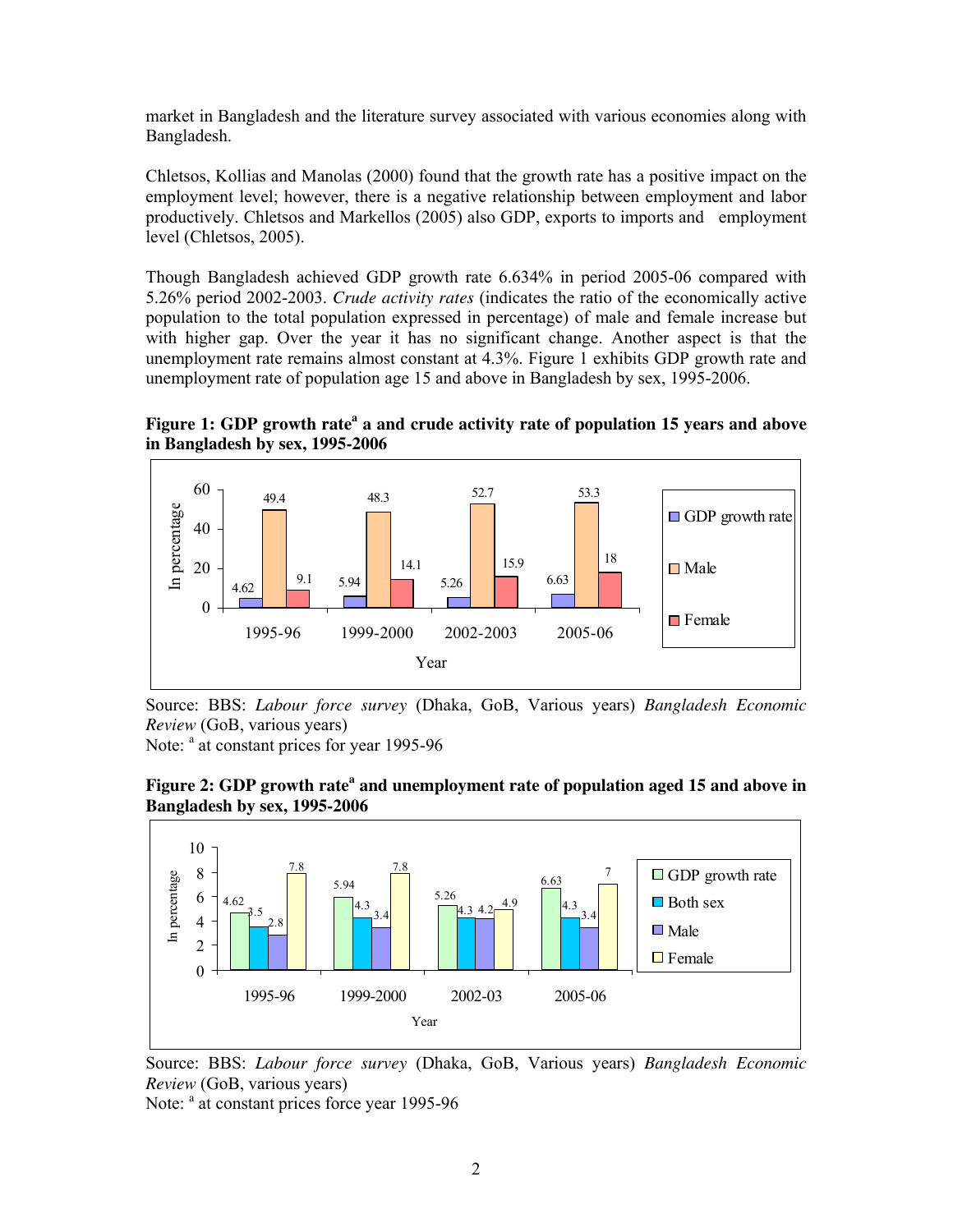market in Bangladesh and the literature survey associated with various economies along with Bangladesh.

Chletsos, Kollias and Manolas (2000) found that the growth rate has a positive impact on the employment level; however, there is a negative relationship between employment and labor productively. Chletsos and Markellos (2005) also GDP, exports to imports and employment level (Chletsos, 2005).

Though Bangladesh achieved GDP growth rate 6.634% in period 2005-06 compared with 5.26% period 2002-2003. *Crude activity rates* (indicates the ratio of the economically active population to the total population expressed in percentage) of male and female increase but with higher gap. Over the year it has no significant change. Another aspect is that the unemployment rate remains almost constant at 4.3%. Figure 1 exhibits GDP growth rate and unemployment rate of population age 15 and above in Bangladesh by sex, 1995-2006.

**Figure 1: GDP growth rate[a] a and crude activity rate of population 15 years and above in Bangladesh by sex, 1995-2006**

| Year | GDP growth rate | Male | Female |
|---|---|---|---|
| 1995-96 | 4.62 | 49.4 | 9.1 |
| 1999-2000 | 5.94 | 48.3 | 14.1 |
| 2002-2003 | 5.26 | 52.7 | 15.9 |
| 2005-06 | 6.63 | 53.3 | 18 |

Source: BBS: *Labour force survey* (Dhaka, GoB, Various years) *Bangladesh Economic Review* (GoB, various years)
Note: [a] at constant prices for year 1995-96

**Figure 2: GDP growth rate[a] and unemployment rate of population aged 15 and above in Bangladesh by sex, 1995-2006**

| Year | GDP growth rate | Both sex | Male | Female |
|---|---|---|---|---|
| 1995-96 | 4.62 | 3.5 | 2.8 | 7.8 |
| 1999-2000 | 5.94 | 4.3 | 3.4 | 7.8 |
| 2002-03 | 5.26 | 4.3 | 4.2 | 4.9 |
| 2005-06 | 6.63 | 4.3 | 3.4 | 7 |

Source: BBS: *Labour force survey* (Dhaka, GoB, Various years) *Bangladesh Economic Review* (GoB, various years)
Note: [a] at constant prices force year 1995-96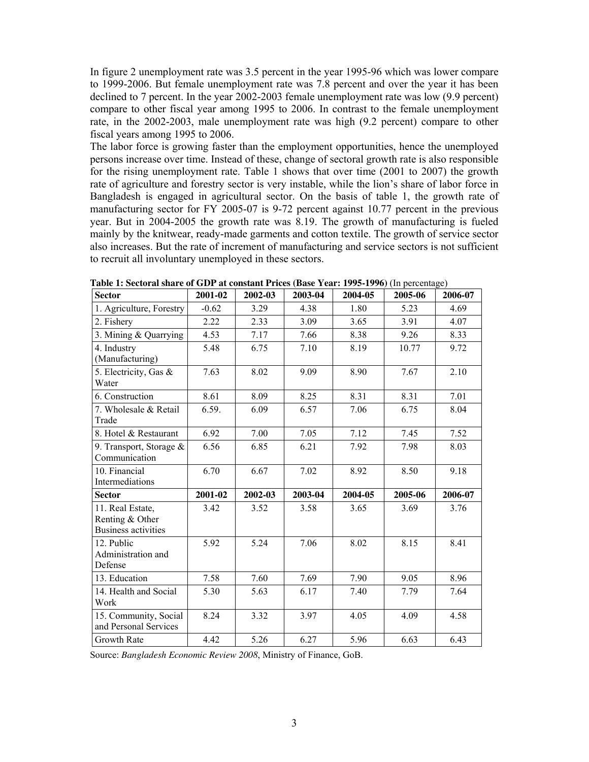In figure 2 unemployment rate was 3.5 percent in the year 1995-96 which was lower compare to 1999-2006. But female unemployment rate was 7.8 percent and over the year it has been declined to 7 percent. In the year 2002-2003 female unemployment rate was low (9.9 percent) compare to other fiscal year among 1995 to 2006. In contrast to the female unemployment rate, in the 2002-2003, male unemployment rate was high (9.2 percent) compare to other fiscal years among 1995 to 2006.

The labor force is growing faster than the employment opportunities, hence the unemployed persons increase over time. Instead of these, change of sectoral growth rate is also responsible for the rising unemployment rate. Table 1 shows that over time (2001 to 2007) the growth rate of agriculture and forestry sector is very instable, while the lion's share of labor force in Bangladesh is engaged in agricultural sector. On the basis of table 1, the growth rate of manufacturing sector for FY 2005-07 is 9-72 percent against 10.77 percent in the previous year. But in 2004-2005 the growth rate was 8.19. The growth of manufacturing is fueled mainly by the knitwear, ready-made garments and cotton textile. The growth of service sector also increases. But the rate of increment of manufacturing and service sectors is not sufficient to recruit all involuntary unemployed in these sectors.

**Table 1: Sectoral share of GDP at constant Prices (Base Year: 1995-1996)** (In percentage)

| Sector | 2001-02 | 2002-03 | 2003-04 | 2004-05 | 2005-06 | 2006-07 |
|---|---|---|---|---|---|---|
| 1. Agriculture, Forestry | -0.62 | 3.29 | 4.38 | 1.80 | 5.23 | 4.69 |
| 2. Fishery | 2.22 | 2.33 | 3.09 | 3.65 | 3.91 | 4.07 |
| 3. Mining & Quarrying | 4.53 | 7.17 | 7.66 | 8.38 | 9.26 | 8.33 |
| 4. Industry (Manufacturing) | 5.48 | 6.75 | 7.10 | 8.19 | 10.77 | 9.72 |
| 5. Electricity, Gas & Water | 7.63 | 8.02 | 9.09 | 8.90 | 7.67 | 2.10 |
| 6. Construction | 8.61 | 8.09 | 8.25 | 8.31 | 8.31 | 7.01 |
| 7. Wholesale & Retail Trade | 6.59. | 6.09 | 6.57 | 7.06 | 6.75 | 8.04 |
| 8. Hotel & Restaurant | 6.92 | 7.00 | 7.05 | 7.12 | 7.45 | 7.52 |
| 9. Transport, Storage & Communication | 6.56 | 6.85 | 6.21 | 7.92 | 7.98 | 8.03 |
| 10. Financial Intermediations | 6.70 | 6.67 | 7.02 | 8.92 | 8.50 | 9.18 |
| **Sector** | **2001-02** | **2002-03** | **2003-04** | **2004-05** | **2005-06** | **2006-07** |
| 11. Real Estate, Renting & Other Business activities | 3.42 | 3.52 | 3.58 | 3.65 | 3.69 | 3.76 |
| 12. Public Administration and Defense | 5.92 | 5.24 | 7.06 | 8.02 | 8.15 | 8.41 |
| 13. Education | 7.58 | 7.60 | 7.69 | 7.90 | 9.05 | 8.96 |
| 14. Health and Social Work | 5.30 | 5.63 | 6.17 | 7.40 | 7.79 | 7.64 |
| 15. Community, Social and Personal Services | 8.24 | 3.32 | 3.97 | 4.05 | 4.09 | 4.58 |
| Growth Rate | 4.42 | 5.26 | 6.27 | 5.96 | 6.63 | 6.43 |

Source: *Bangladesh Economic Review 2008*, Ministry of Finance, GoB.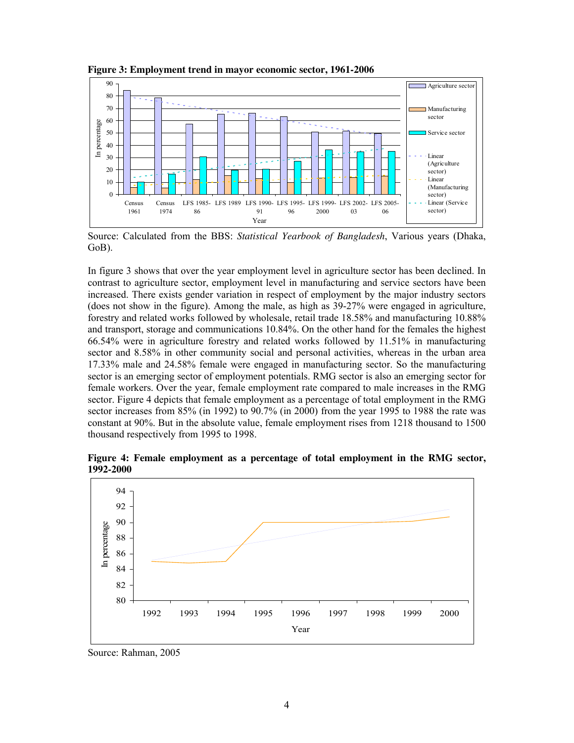**Figure 3: Employment trend in mayor economic sector, 1961-2006**

Source: Calculated from the BBS: *Statistical Yearbook of Bangladesh*, Various years (Dhaka, GoB).

In figure 3 shows that over the year employment level in agriculture sector has been declined. In contrast to agriculture sector, employment level in manufacturing and service sectors have been increased. There exists gender variation in respect of employment by the major industry sectors (does not show in the figure). Among the male, as high as 39-27% were engaged in agriculture, forestry and related works followed by wholesale, retail trade 18.58% and manufacturing 10.88% and transport, storage and communications 10.84%. On the other hand for the females the highest 66.54% were in agriculture forestry and related works followed by 11.51% in manufacturing sector and 8.58% in other community social and personal activities, whereas in the urban area 17.33% male and 24.58% female were engaged in manufacturing sector. So the manufacturing sector is an emerging sector of employment potentials. RMG sector is also an emerging sector for female workers. Over the year, female employment rate compared to male increases in the RMG sector. Figure 4 depicts that female employment as a percentage of total employment in the RMG sector increases from 85% (in 1992) to 90.7% (in 2000) from the year 1995 to 1988 the rate was constant at 90%. But in the absolute value, female employment rises from 1218 thousand to 1500 thousand respectively from 1995 to 1998.

**Figure 4: Female employment as a percentage of total employment in the RMG sector, 1992-2000**

Source: Rahman, 2005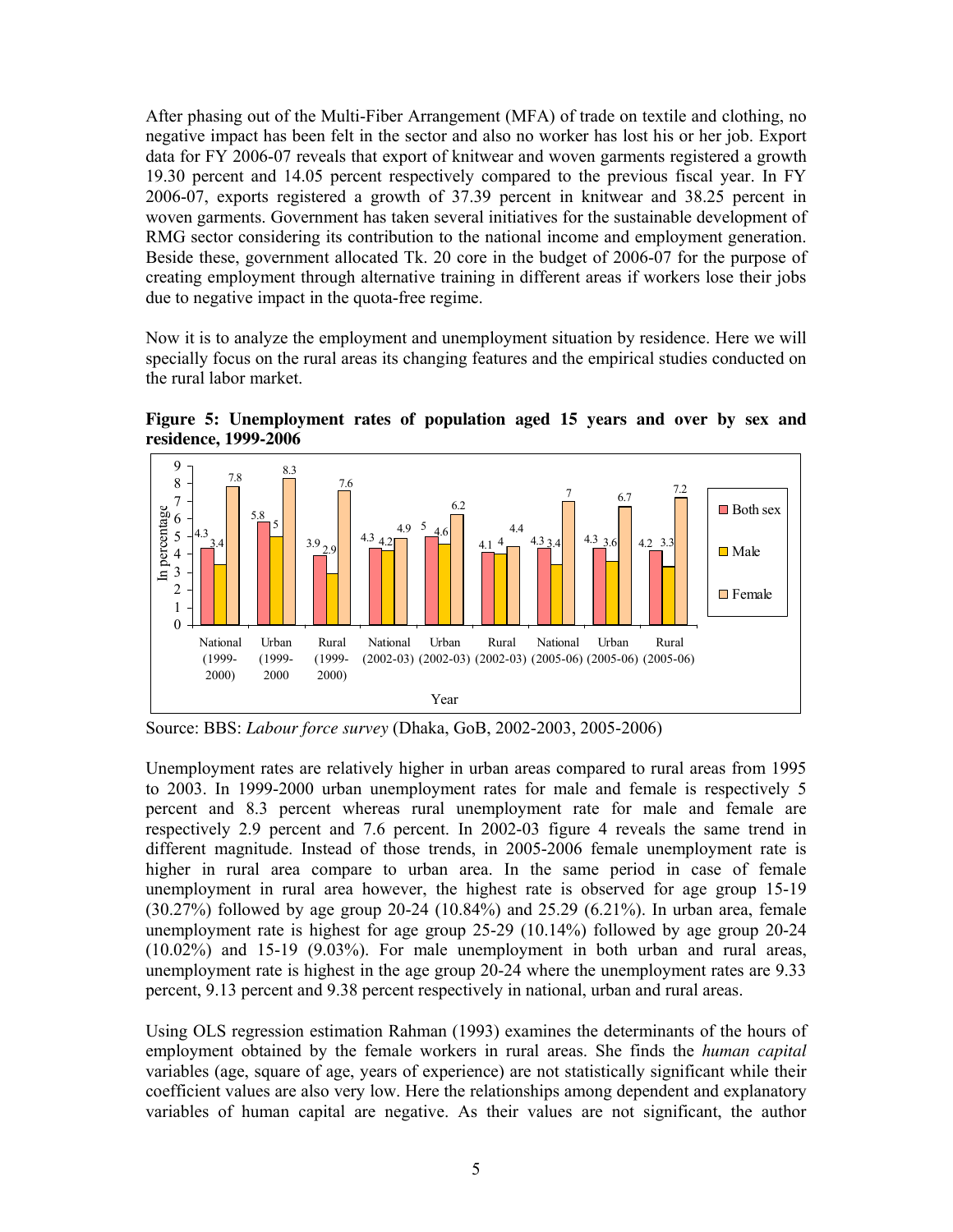After phasing out of the Multi-Fiber Arrangement (MFA) of trade on textile and clothing, no negative impact has been felt in the sector and also no worker has lost his or her job. Export data for FY 2006-07 reveals that export of knitwear and woven garments registered a growth 19.30 percent and 14.05 percent respectively compared to the previous fiscal year. In FY 2006-07, exports registered a growth of 37.39 percent in knitwear and 38.25 percent in woven garments. Government has taken several initiatives for the sustainable development of RMG sector considering its contribution to the national income and employment generation. Beside these, government allocated Tk. 20 core in the budget of 2006-07 for the purpose of creating employment through alternative training in different areas if workers lose their jobs due to negative impact in the quota-free regime.

Now it is to analyze the employment and unemployment situation by residence. Here we will specially focus on the rural areas its changing features and the empirical studies conducted on the rural labor market.

**Figure 5: Unemployment rates of population aged 15 years and over by sex and residence, 1999-2006**

| Year | Both sex | Male | Female |
|---|---|---|---|
| National (1999-2000) | 4.3 | 3.4 | 7.8 |
| Urban (1999-2000 | 5.8 | 5 | 8.3 |
| Rural (1999-2000) | 3.9 | 2.9 | 7.6 |
| National (2002-03) | 4.3 | 4.2 | 4.9 |
| Urban (2002-03) | 5 | 4.6 | 6.2 |
| Rural (2002-03) | 4.1 | 4 | 4.4 |
| National (2005-06) | 4.3 | 3.4 | 7 |
| Urban (2005-06) | 4.3 | 3.6 | 6.7 |
| Rural (2005-06) | 4.2 | 3.3 | 7.2 |

Source: BBS: *Labour force survey* (Dhaka, GoB, 2002-2003, 2005-2006)

Unemployment rates are relatively higher in urban areas compared to rural areas from 1995 to 2003. In 1999-2000 urban unemployment rates for male and female is respectively 5 percent and 8.3 percent whereas rural unemployment rate for male and female are respectively 2.9 percent and 7.6 percent. In 2002-03 figure 4 reveals the same trend in different magnitude. Instead of those trends, in 2005-2006 female unemployment rate is higher in rural area compare to urban area. In the same period in case of female unemployment in rural area however, the highest rate is observed for age group 15-19 (30.27%) followed by age group 20-24 (10.84%) and 25.29 (6.21%). In urban area, female unemployment rate is highest for age group 25-29 (10.14%) followed by age group 20-24 (10.02%) and 15-19 (9.03%). For male unemployment in both urban and rural areas, unemployment rate is highest in the age group 20-24 where the unemployment rates are 9.33 percent, 9.13 percent and 9.38 percent respectively in national, urban and rural areas.

Using OLS regression estimation Rahman (1993) examines the determinants of the hours of employment obtained by the female workers in rural areas. She finds the *human capital* variables (age, square of age, years of experience) are not statistically significant while their coefficient values are also very low. Here the relationships among dependent and explanatory variables of human capital are negative. As their values are not significant, the author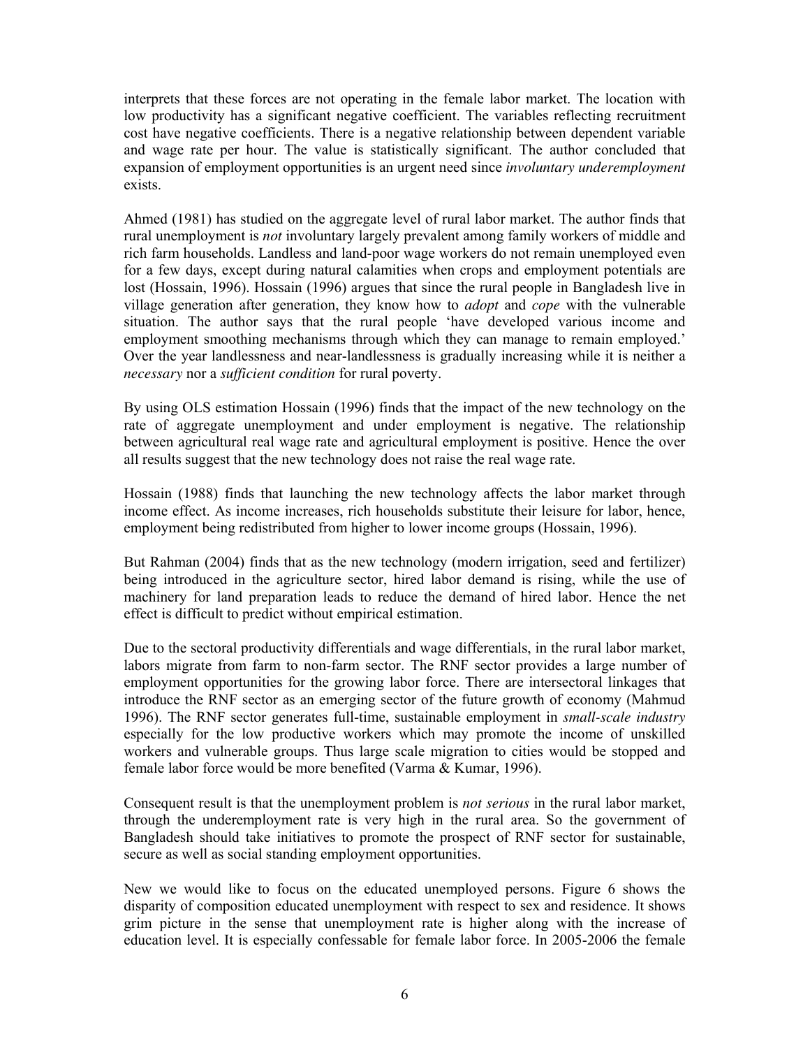interprets that these forces are not operating in the female labor market. The location with low productivity has a significant negative coefficient. The variables reflecting recruitment cost have negative coefficients. There is a negative relationship between dependent variable and wage rate per hour. The value is statistically significant. The author concluded that expansion of employment opportunities is an urgent need since *involuntary underemployment* exists.

Ahmed (1981) has studied on the aggregate level of rural labor market. The author finds that rural unemployment is *not* involuntary largely prevalent among family workers of middle and rich farm households. Landless and land-poor wage workers do not remain unemployed even for a few days, except during natural calamities when crops and employment potentials are lost (Hossain, 1996). Hossain (1996) argues that since the rural people in Bangladesh live in village generation after generation, they know how to *adopt* and *cope* with the vulnerable situation. The author says that the rural people 'have developed various income and employment smoothing mechanisms through which they can manage to remain employed.' Over the year landlessness and near-landlessness is gradually increasing while it is neither a *necessary* nor a *sufficient condition* for rural poverty.

By using OLS estimation Hossain (1996) finds that the impact of the new technology on the rate of aggregate unemployment and under employment is negative. The relationship between agricultural real wage rate and agricultural employment is positive. Hence the over all results suggest that the new technology does not raise the real wage rate.

Hossain (1988) finds that launching the new technology affects the labor market through income effect. As income increases, rich households substitute their leisure for labor, hence, employment being redistributed from higher to lower income groups (Hossain, 1996).

But Rahman (2004) finds that as the new technology (modern irrigation, seed and fertilizer) being introduced in the agriculture sector, hired labor demand is rising, while the use of machinery for land preparation leads to reduce the demand of hired labor. Hence the net effect is difficult to predict without empirical estimation.

Due to the sectoral productivity differentials and wage differentials, in the rural labor market, labors migrate from farm to non-farm sector. The RNF sector provides a large number of employment opportunities for the growing labor force. There are intersectoral linkages that introduce the RNF sector as an emerging sector of the future growth of economy (Mahmud 1996). The RNF sector generates full-time, sustainable employment in *small-scale industry* especially for the low productive workers which may promote the income of unskilled workers and vulnerable groups. Thus large scale migration to cities would be stopped and female labor force would be more benefited (Varma & Kumar, 1996).

Consequent result is that the unemployment problem is *not serious* in the rural labor market, through the underemployment rate is very high in the rural area. So the government of Bangladesh should take initiatives to promote the prospect of RNF sector for sustainable, secure as well as social standing employment opportunities.

New we would like to focus on the educated unemployed persons. Figure 6 shows the disparity of composition educated unemployment with respect to sex and residence. It shows grim picture in the sense that unemployment rate is higher along with the increase of education level. It is especially confessable for female labor force. In 2005-2006 the female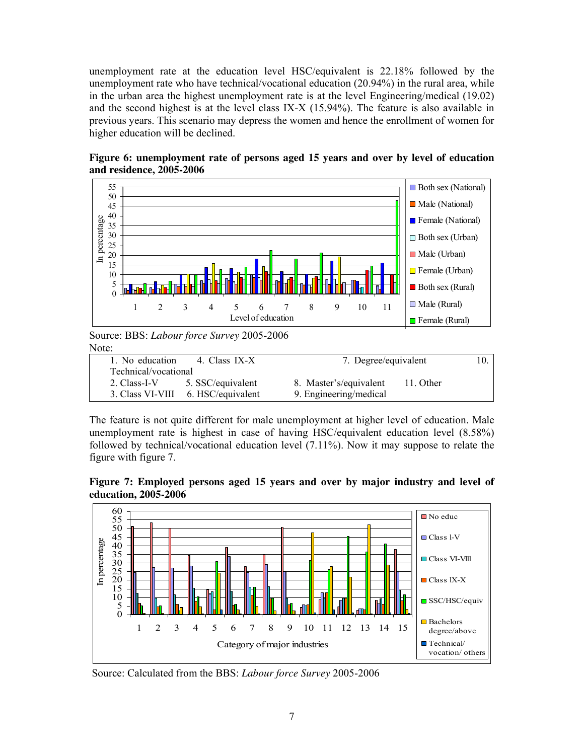unemployment rate at the education level HSC/equivalent is 22.18% followed by the unemployment rate who have technical/vocational education (20.94%) in the rural area, while in the urban area the highest unemployment rate is at the level Engineering/medical (19.02) and the second highest is at the level class IX-X (15.94%). The feature is also available in previous years. This scenario may depress the women and hence the enrollment of women for higher education will be declined.

**Figure 6: unemployment rate of persons aged 15 years and over by level of education and residence, 2005-2006**

Source: BBS: *Labour force Survey* 2005-2006

Note:

| | | | |
|---|---|---|---|
| 1. No education | 4. Class IX-X | 7. Degree/equivalent | 10. Technical/vocational |
| 2. Class-I-V | 5. SSC/equivalent | 8. Master's/equivalent | 11. Other |
| 3. Class VI-VIII | 6. HSC/equivalent | 9. Engineering/medical | |

The feature is not quite different for male unemployment at higher level of education. Male unemployment rate is highest in case of having HSC/equivalent education level (8.58%) followed by technical/vocational education level (7.11%). Now it may suppose to relate the figure with figure 7.

**Figure 7: Employed persons aged 15 years and over by major industry and level of education, 2005-2006**

Source: Calculated from the BBS: *Labour force Survey* 2005-2006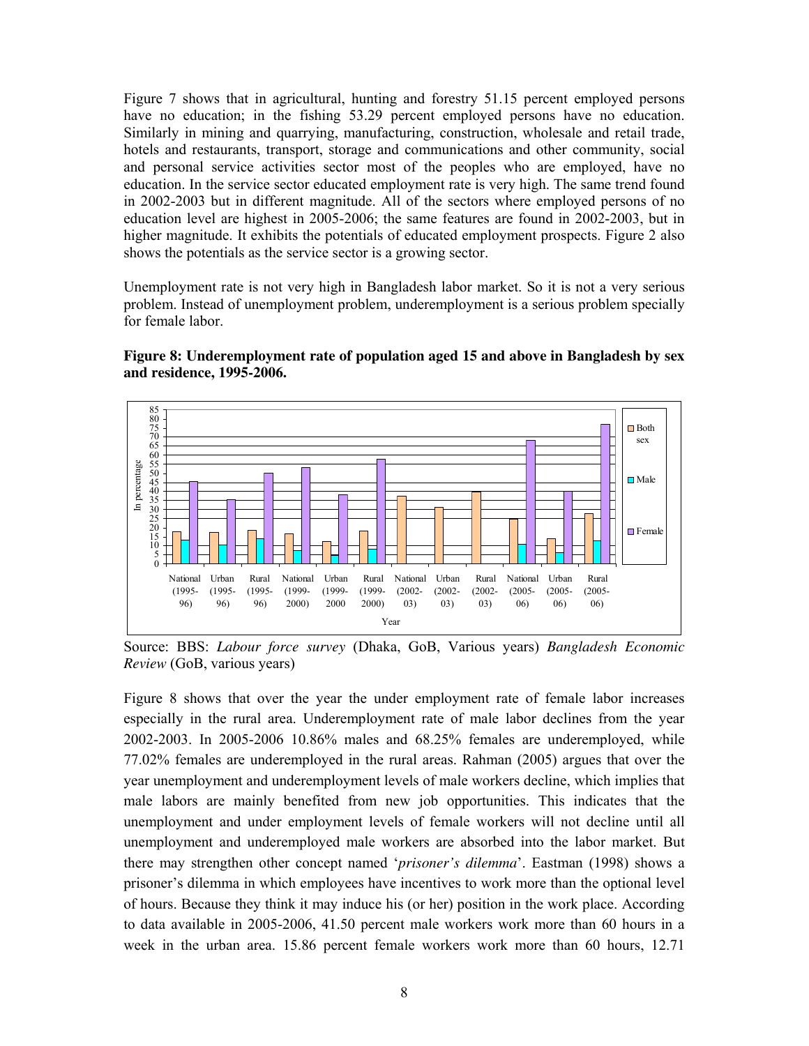Figure 7 shows that in agricultural, hunting and forestry 51.15 percent employed persons have no education; in the fishing 53.29 percent employed persons have no education. Similarly in mining and quarrying, manufacturing, construction, wholesale and retail trade, hotels and restaurants, transport, storage and communications and other community, social and personal service activities sector most of the peoples who are employed, have no education. In the service sector educated employment rate is very high. The same trend found in 2002-2003 but in different magnitude. All of the sectors where employed persons of no education level are highest in 2005-2006; the same features are found in 2002-2003, but in higher magnitude. It exhibits the potentials of educated employment prospects. Figure 2 also shows the potentials as the service sector is a growing sector.

Unemployment rate is not very high in Bangladesh labor market. So it is not a very serious problem. Instead of unemployment problem, underemployment is a serious problem specially for female labor.

**Figure 8: Underemployment rate of population aged 15 and above in Bangladesh by sex and residence, 1995-2006.**

Source: BBS: *Labour force survey* (Dhaka, GoB, Various years) *Bangladesh Economic Review* (GoB, various years)

Figure 8 shows that over the year the under employment rate of female labor increases especially in the rural area. Underemployment rate of male labor declines from the year 2002-2003. In 2005-2006 10.86% males and 68.25% females are underemployed, while 77.02% females are underemployed in the rural areas. Rahman (2005) argues that over the year unemployment and underemployment levels of male workers decline, which implies that male labors are mainly benefited from new job opportunities. This indicates that the unemployment and under employment levels of female workers will not decline until all unemployment and underemployed male workers are absorbed into the labor market. But there may strengthen other concept named '*prisoner's dilemma*'. Eastman (1998) shows a prisoner's dilemma in which employees have incentives to work more than the optional level of hours. Because they think it may induce his (or her) position in the work place. According to data available in 2005-2006, 41.50 percent male workers work more than 60 hours in a week in the urban area. 15.86 percent female workers work more than 60 hours, 12.71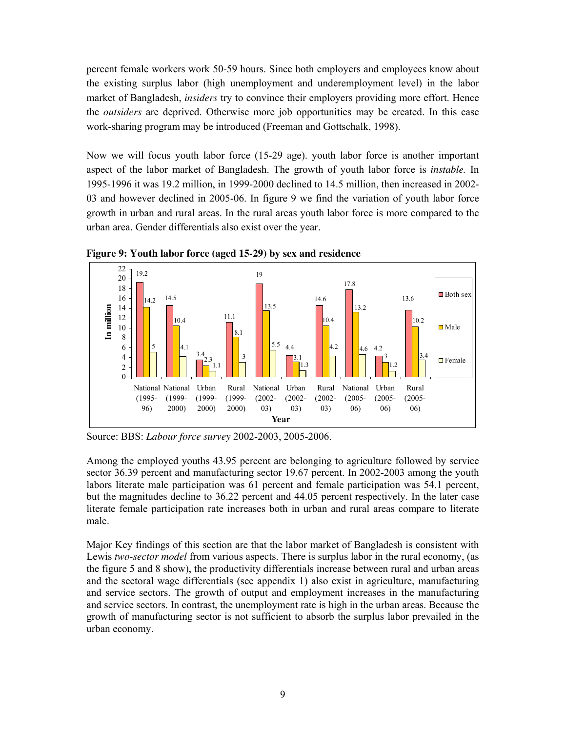percent female workers work 50-59 hours. Since both employers and employees know about the existing surplus labor (high unemployment and underemployment level) in the labor market of Bangladesh, *insiders* try to convince their employers providing more effort. Hence the *outsiders* are deprived. Otherwise more job opportunities may be created. In this case work-sharing program may be introduced (Freeman and Gottschalk, 1998).

Now we will focus youth labor force (15-29 age). youth labor force is another important aspect of the labor market of Bangladesh. The growth of youth labor force is *instable.* In 1995-1996 it was 19.2 million, in 1999-2000 declined to 14.5 million, then increased in 2002-03 and however declined in 2005-06. In figure 9 we find the variation of youth labor force growth in urban and rural areas. In the rural areas youth labor force is more compared to the urban area. Gender differentials also exist over the year.

**Figure 9: Youth labor force (aged 15-29) by sex and residence**

| Year | Both sex | Male | Female |
|---|---|---|---|
| National (1995-96) | 19.2 | 14.2 | 5 |
| National (1999-2000) | 14.5 | 10.4 | 4.1 |
| Urban (1999-2000) | 3.4 | 2.3 | 1.1 |
| Rural (1999-2000) | 11.1 | 8.1 | 3 |
| National (2002-03) | 19 | 13.5 | 5.5 |
| Urban (2002-03) | 4.4 | 3.1 | 1.3 |
| Rural (2002-03) | 14.6 | 10.4 | 4.2 |
| National (2005-06) | 17.8 | 13.2 | 4.6 |
| Urban (2005-06) | 4.2 | 3 | 1.2 |
| Rural (2005-06) | 13.6 | 10.2 | 3.4 |

(In million)

Source: BBS: *Labour force survey* 2002-2003, 2005-2006.

Among the employed youths 43.95 percent are belonging to agriculture followed by service sector 36.39 percent and manufacturing sector 19.67 percent. In 2002-2003 among the youth labors literate male participation was 61 percent and female participation was 54.1 percent, but the magnitudes decline to 36.22 percent and 44.05 percent respectively. In the later case literate female participation rate increases both in urban and rural areas compare to literate male.

Major Key findings of this section are that the labor market of Bangladesh is consistent with Lewis *two-sector model* from various aspects. There is surplus labor in the rural economy, (as the figure 5 and 8 show), the productivity differentials increase between rural and urban areas and the sectoral wage differentials (see appendix 1) also exist in agriculture, manufacturing and service sectors. The growth of output and employment increases in the manufacturing and service sectors. In contrast, the unemployment rate is high in the urban areas. Because the growth of manufacturing sector is not sufficient to absorb the surplus labor prevailed in the urban economy.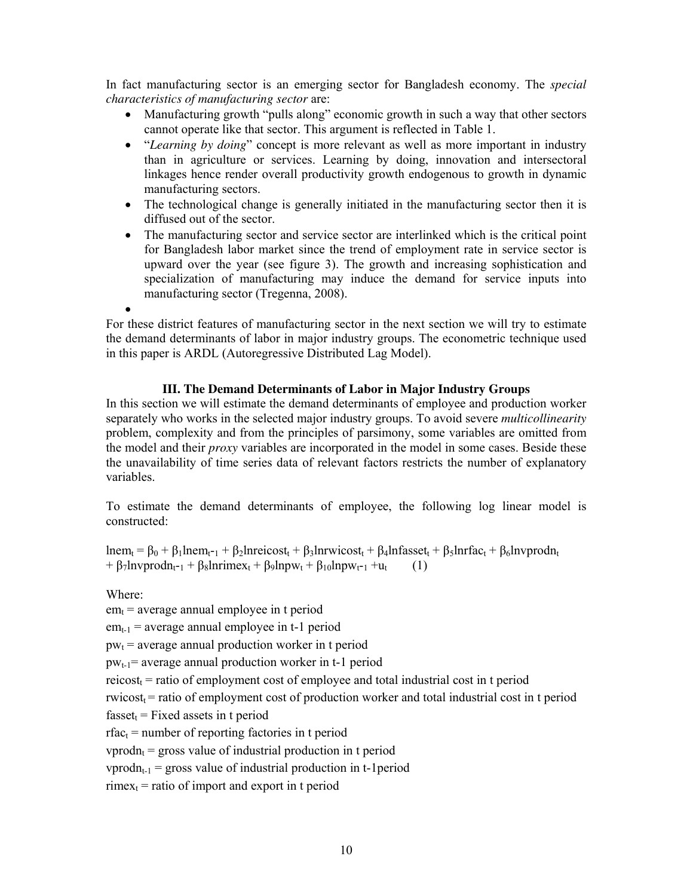In fact manufacturing sector is an emerging sector for Bangladesh economy. The *special characteristics of manufacturing sector* are:

- Manufacturing growth "pulls along" economic growth in such a way that other sectors cannot operate like that sector. This argument is reflected in Table 1.
- "*Learning by doing*" concept is more relevant as well as more important in industry than in agriculture or services. Learning by doing, innovation and intersectoral linkages hence render overall productivity growth endogenous to growth in dynamic manufacturing sectors.
- The technological change is generally initiated in the manufacturing sector then it is diffused out of the sector.
- The manufacturing sector and service sector are interlinked which is the critical point for Bangladesh labor market since the trend of employment rate in service sector is upward over the year (see figure 3). The growth and increasing sophistication and specialization of manufacturing may induce the demand for service inputs into manufacturing sector (Tregenna, 2008).
-

For these district features of manufacturing sector in the next section we will try to estimate the demand determinants of labor in major industry groups. The econometric technique used in this paper is ARDL (Autoregressive Distributed Lag Model).

### III. The Demand Determinants of Labor in Major Industry Groups

In this section we will estimate the demand determinants of employee and production worker separately who works in the selected major industry groups. To avoid severe *multicollinearity* problem, complexity and from the principles of parsimony, some variables are omitted from the model and their *proxy* variables are incorporated in the model in some cases. Beside these the unavailability of time series data of relevant factors restricts the number of explanatory variables.

To estimate the demand determinants of employee, the following log linear model is constructed:

$$\ln em_t = \beta_0 + \beta_1 \ln em_{t-1} + \beta_2 \ln reicost_t + \beta_3 \ln rwicost_t + \beta_4 \ln fasset_t + \beta_5 \ln rfac_t + \beta_6 \ln vprodn_t + \beta_7 \ln vprodn_{t-1} + \beta_8 \ln rimex_t + \beta_9 \ln pw_t + \beta_{10} \ln pw_{t-1} + u_t \qquad (1)$$

Where:

$em_t$ = average annual employee in t period

$em_{t-1}$ = average annual employee in t-1 period

$pw_t$ = average annual production worker in t period

$pw_{t-1}$= average annual production worker in t-1 period

$reicost_t$ = ratio of employment cost of employee and total industrial cost in t period

$rwicost_t$ = ratio of employment cost of production worker and total industrial cost in t period

$fasset_t$ = Fixed assets in t period

$rfac_t$ = number of reporting factories in t period

$vprodn_t$ = gross value of industrial production in t period

$vprodn_{t-1}$ = gross value of industrial production in t-1period

$rimex_t$ = ratio of import and export in t period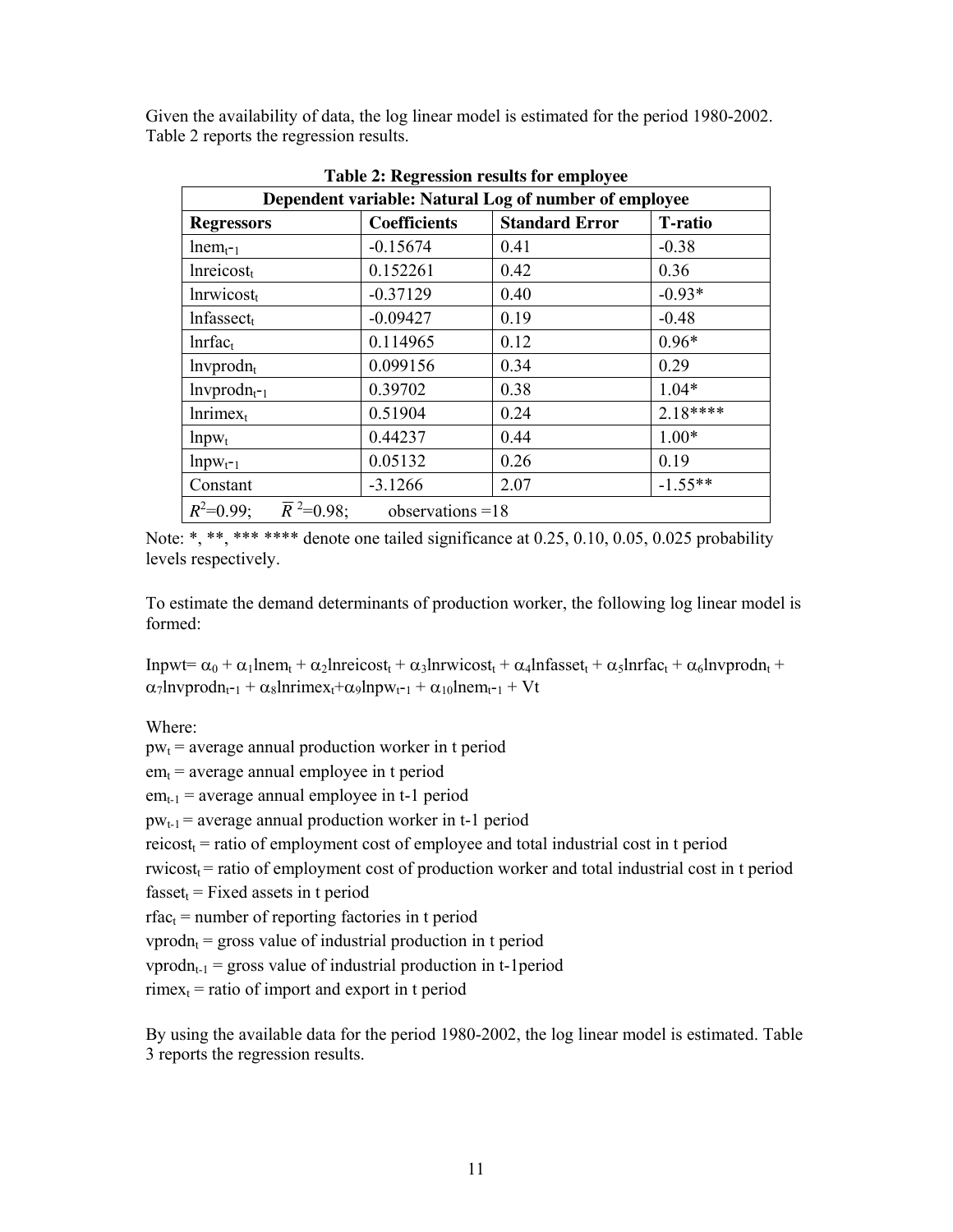Given the availability of data, the log linear model is estimated for the period 1980-2002. Table 2 reports the regression results.

**Table 2: Regression results for employee**

| Dependent variable: Natural Log of number of employee | | | |
|---|---|---|---|
| **Regressors** | **Coefficients** | **Standard Error** | **T-ratio** |
| $\ln em_{t-1}$ | -0.15674 | 0.41 | -0.38 |
| $\ln reicost_t$ | 0.152261 | 0.42 | 0.36 |
| $\ln rwicost_t$ | -0.37129 | 0.40 | -0.93* |
| $\ln fassect_t$ | -0.09427 | 0.19 | -0.48 |
| $\ln rfac_t$ | 0.114965 | 0.12 | 0.96* |
| $\ln vprodn_t$ | 0.099156 | 0.34 | 0.29 |
| $\ln vprodn_{t-1}$ | 0.39702 | 0.38 | 1.04* |
| $\ln rimex_t$ | 0.51904 | 0.24 | 2.18**** |
| $\ln pw_t$ | 0.44237 | 0.44 | 1.00* |
| $\ln pw_{t-1}$ | 0.05132 | 0.26 | 0.19 |
| Constant | -3.1266 | 2.07 | -1.55** |
| $R^2$=0.99; $\bar{R}^2$=0.98; observations =18 | | | |

Note: *, **, *** **** denote one tailed significance at 0.25, 0.10, 0.05, 0.025 probability levels respectively.

To estimate the demand determinants of production worker, the following log linear model is formed:

$$\ln pwt = \alpha_0 + \alpha_1 \ln em_t + \alpha_2 \ln reicost_t + \alpha_3 \ln rwicost_t + \alpha_4 \ln fasset_t + \alpha_5 \ln rfac_t + \alpha_6 \ln vprodn_t + \alpha_7 \ln vprodn_{t-1} + \alpha_8 \ln rimex_t + \alpha_9 \ln pw_{t-1} + \alpha_{10} \ln em_{t-1} + Vt$$

Where:

$pw_t$ = average annual production worker in t period

$em_t$ = average annual employee in t period

$em_{t-1}$ = average annual employee in t-1 period

$pw_{t-1}$ = average annual production worker in t-1 period

$reicost_t$ = ratio of employment cost of employee and total industrial cost in t period

$rwicost_t$ = ratio of employment cost of production worker and total industrial cost in t period

$fasset_t$ = Fixed assets in t period

$rfac_t$ = number of reporting factories in t period

$vprodn_t$ = gross value of industrial production in t period

$vprodn_{t-1}$ = gross value of industrial production in t-1period

$rimex_t$ = ratio of import and export in t period

By using the available data for the period 1980-2002, the log linear model is estimated. Table 3 reports the regression results.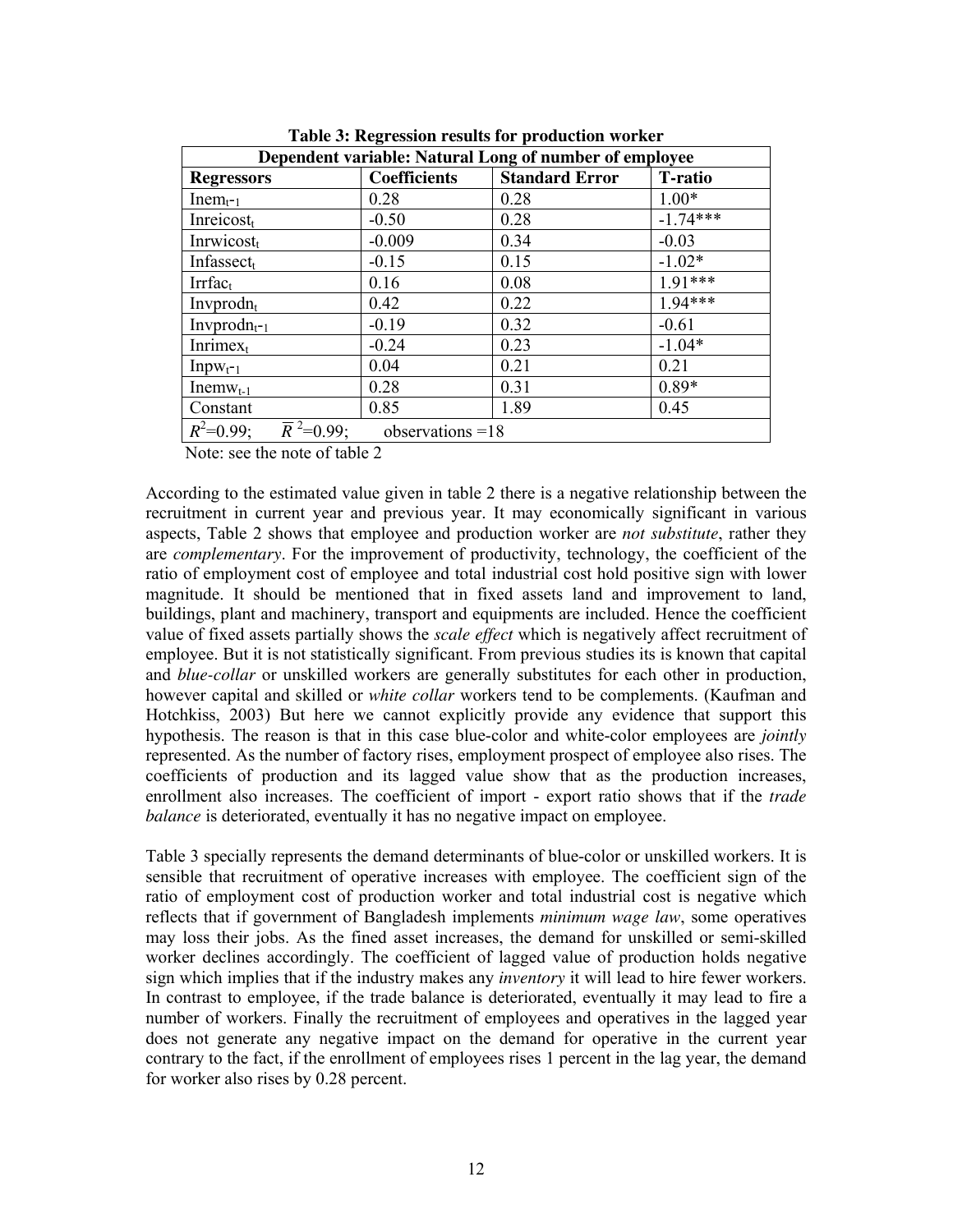**Table 3: Regression results for production worker**

| Dependent variable: Natural Long of number of employee | | | |
|---|---|---|---|
| **Regressors** | **Coefficients** | **Standard Error** | **T-ratio** |
| $\text{Inem}_{t-1}$ | 0.28 | 0.28 | 1.00* |
| $\text{Inreicost}_t$ | -0.50 | 0.28 | -1.74*** |
| $\text{Inrwicost}_t$ | -0.009 | 0.34 | -0.03 |
| $\text{Infassect}_t$ | -0.15 | 0.15 | -1.02* |
| $\text{Irrfac}_t$ | 0.16 | 0.08 | 1.91*** |
| $\text{Invprodn}_t$ | 0.42 | 0.22 | 1.94*** |
| $\text{Invprodn}_{t-1}$ | -0.19 | 0.32 | -0.61 |
| $\text{Inrimex}_t$ | -0.24 | 0.23 | -1.04* |
| $\text{Inpw}_{t-1}$ | 0.04 | 0.21 | 0.21 |
| $\text{Inemw}_{t-1}$ | 0.28 | 0.31 | 0.89* |
| Constant | 0.85 | 1.89 | 0.45 |
| $R^2$=0.99; $\bar{R}^2$=0.99; observations =18 | | | |

Note: see the note of table 2

According to the estimated value given in table 2 there is a negative relationship between the recruitment in current year and previous year. It may economically significant in various aspects, Table 2 shows that employee and production worker are *not substitute*, rather they are *complementary*. For the improvement of productivity, technology, the coefficient of the ratio of employment cost of employee and total industrial cost hold positive sign with lower magnitude. It should be mentioned that in fixed assets land and improvement to land, buildings, plant and machinery, transport and equipments are included. Hence the coefficient value of fixed assets partially shows the *scale effect* which is negatively affect recruitment of employee. But it is not statistically significant. From previous studies its is known that capital and *blue-collar* or unskilled workers are generally substitutes for each other in production, however capital and skilled or *white collar* workers tend to be complements. (Kaufman and Hotchkiss, 2003) But here we cannot explicitly provide any evidence that support this hypothesis. The reason is that in this case blue-color and white-color employees are *jointly* represented. As the number of factory rises, employment prospect of employee also rises. The coefficients of production and its lagged value show that as the production increases, enrollment also increases. The coefficient of import - export ratio shows that if the *trade balance* is deteriorated, eventually it has no negative impact on employee.

Table 3 specially represents the demand determinants of blue-color or unskilled workers. It is sensible that recruitment of operative increases with employee. The coefficient sign of the ratio of employment cost of production worker and total industrial cost is negative which reflects that if government of Bangladesh implements *minimum wage law*, some operatives may loss their jobs. As the fined asset increases, the demand for unskilled or semi-skilled worker declines accordingly. The coefficient of lagged value of production holds negative sign which implies that if the industry makes any *inventory* it will lead to hire fewer workers. In contrast to employee, if the trade balance is deteriorated, eventually it may lead to fire a number of workers. Finally the recruitment of employees and operatives in the lagged year does not generate any negative impact on the demand for operative in the current year contrary to the fact, if the enrollment of employees rises 1 percent in the lag year, the demand for worker also rises by 0.28 percent.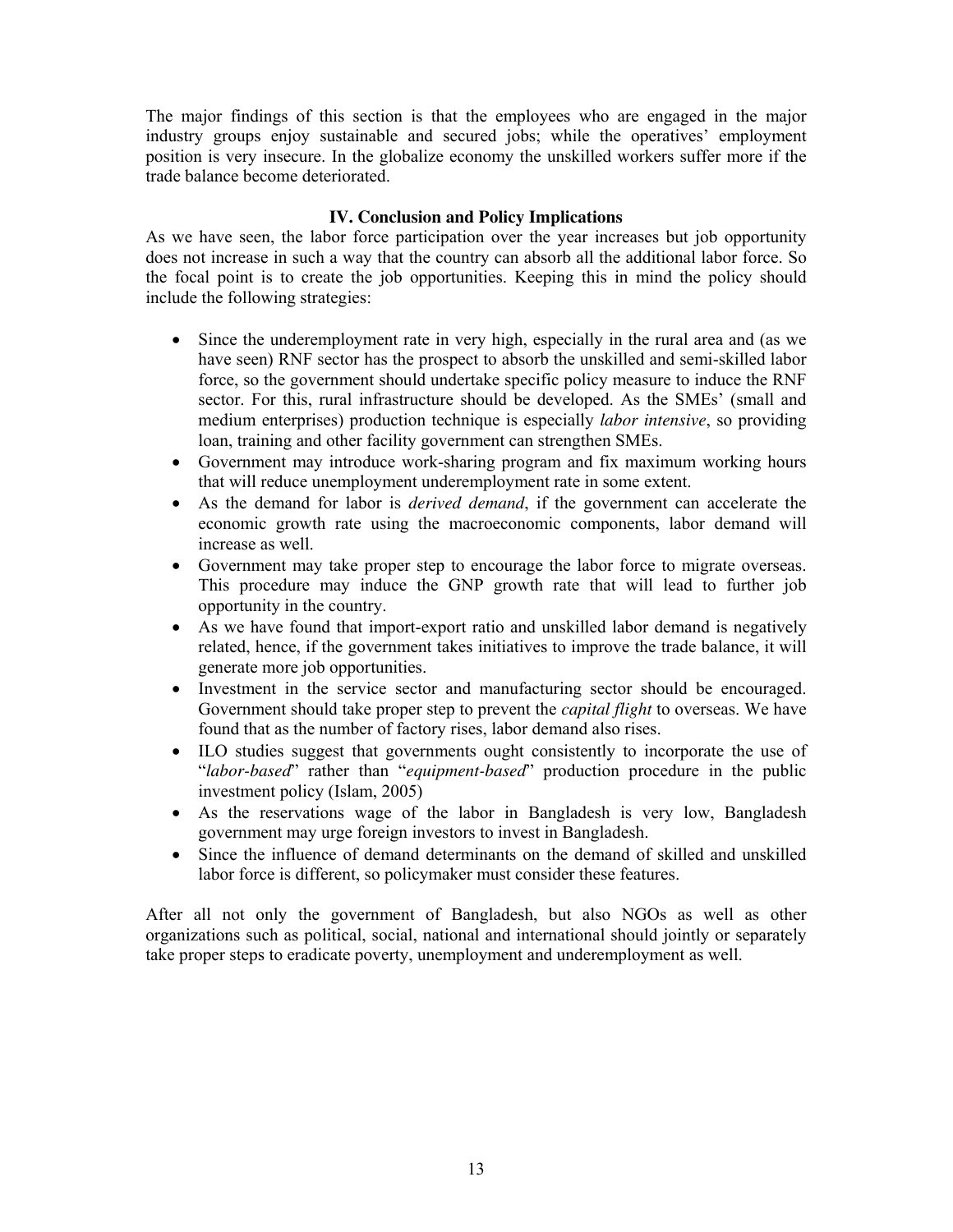The major findings of this section is that the employees who are engaged in the major industry groups enjoy sustainable and secured jobs; while the operatives' employment position is very insecure. In the globalize economy the unskilled workers suffer more if the trade balance become deteriorated.

## IV. Conclusion and Policy Implications

As we have seen, the labor force participation over the year increases but job opportunity does not increase in such a way that the country can absorb all the additional labor force. So the focal point is to create the job opportunities. Keeping this in mind the policy should include the following strategies:

- Since the underemployment rate in very high, especially in the rural area and (as we have seen) RNF sector has the prospect to absorb the unskilled and semi-skilled labor force, so the government should undertake specific policy measure to induce the RNF sector. For this, rural infrastructure should be developed. As the SMEs' (small and medium enterprises) production technique is especially *labor intensive*, so providing loan, training and other facility government can strengthen SMEs.
- Government may introduce work-sharing program and fix maximum working hours that will reduce unemployment underemployment rate in some extent.
- As the demand for labor is *derived demand*, if the government can accelerate the economic growth rate using the macroeconomic components, labor demand will increase as well.
- Government may take proper step to encourage the labor force to migrate overseas. This procedure may induce the GNP growth rate that will lead to further job opportunity in the country.
- As we have found that import-export ratio and unskilled labor demand is negatively related, hence, if the government takes initiatives to improve the trade balance, it will generate more job opportunities.
- Investment in the service sector and manufacturing sector should be encouraged. Government should take proper step to prevent the *capital flight* to overseas. We have found that as the number of factory rises, labor demand also rises.
- ILO studies suggest that governments ought consistently to incorporate the use of "*labor-based*" rather than "*equipment-based*" production procedure in the public investment policy (Islam, 2005)
- As the reservations wage of the labor in Bangladesh is very low, Bangladesh government may urge foreign investors to invest in Bangladesh.
- Since the influence of demand determinants on the demand of skilled and unskilled labor force is different, so policymaker must consider these features.

After all not only the government of Bangladesh, but also NGOs as well as other organizations such as political, social, national and international should jointly or separately take proper steps to eradicate poverty, unemployment and underemployment as well.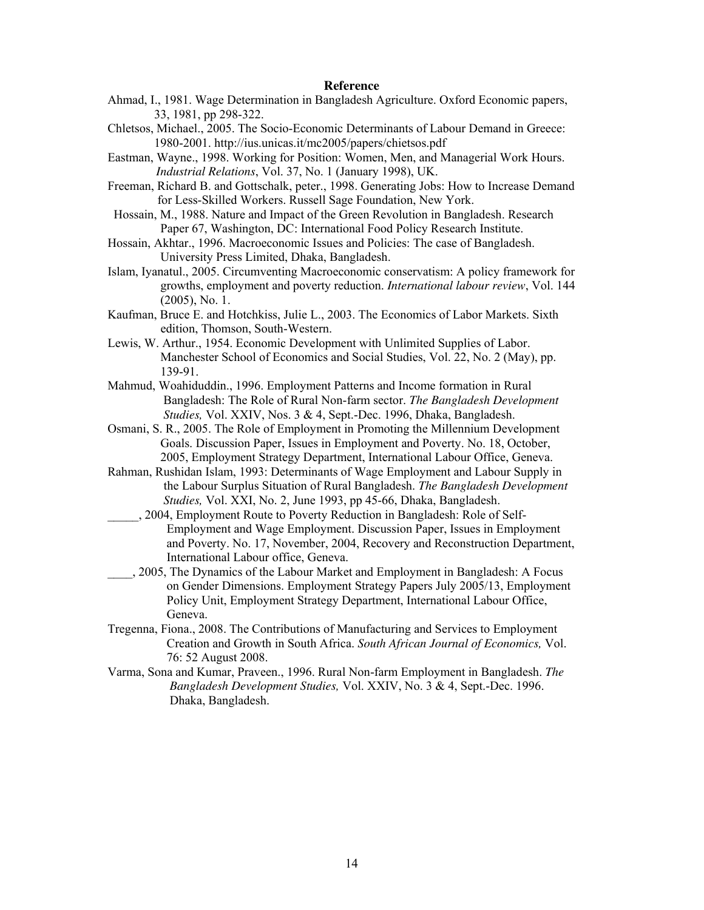## Reference

Ahmad, I., 1981. Wage Determination in Bangladesh Agriculture. Oxford Economic papers, 33, 1981, pp 298-322.

Chletsos, Michael., 2005. The Socio-Economic Determinants of Labour Demand in Greece: 1980-2001. http://ius.unicas.it/mc2005/papers/chietsos.pdf

Eastman, Wayne., 1998. Working for Position: Women, Men, and Managerial Work Hours. *Industrial Relations*, Vol. 37, No. 1 (January 1998), UK.

Freeman, Richard B. and Gottschalk, peter., 1998. Generating Jobs: How to Increase Demand for Less-Skilled Workers. Russell Sage Foundation, New York.

Hossain, M., 1988. Nature and Impact of the Green Revolution in Bangladesh. Research Paper 67, Washington, DC: International Food Policy Research Institute.

Hossain, Akhtar., 1996. Macroeconomic Issues and Policies: The case of Bangladesh. University Press Limited, Dhaka, Bangladesh.

Islam, Iyanatul., 2005. Circumventing Macroeconomic conservatism: A policy framework for growths, employment and poverty reduction. *International labour review*, Vol. 144 (2005), No. 1.

Kaufman, Bruce E. and Hotchkiss, Julie L., 2003. The Economics of Labor Markets. Sixth edition, Thomson, South-Western.

Lewis, W. Arthur., 1954. Economic Development with Unlimited Supplies of Labor. Manchester School of Economics and Social Studies, Vol. 22, No. 2 (May), pp. 139-91.

Mahmud, Woahiduddin., 1996. Employment Patterns and Income formation in Rural Bangladesh: The Role of Rural Non-farm sector. *The Bangladesh Development Studies,* Vol. XXIV, Nos. 3 & 4, Sept.-Dec. 1996, Dhaka, Bangladesh.

Osmani, S. R., 2005. The Role of Employment in Promoting the Millennium Development Goals. Discussion Paper, Issues in Employment and Poverty. No. 18, October, 2005, Employment Strategy Department, International Labour Office, Geneva.

Rahman, Rushidan Islam, 1993: Determinants of Wage Employment and Labour Supply in the Labour Surplus Situation of Rural Bangladesh. *The Bangladesh Development Studies,* Vol. XXI, No. 2, June 1993, pp 45-66, Dhaka, Bangladesh.

_____, 2004, Employment Route to Poverty Reduction in Bangladesh: Role of Self-Employment and Wage Employment. Discussion Paper, Issues in Employment and Poverty. No. 17, November, 2004, Recovery and Reconstruction Department, International Labour office, Geneva.

____, 2005, The Dynamics of the Labour Market and Employment in Bangladesh: A Focus on Gender Dimensions. Employment Strategy Papers July 2005/13, Employment Policy Unit, Employment Strategy Department, International Labour Office, Geneva.

Tregenna, Fiona., 2008. The Contributions of Manufacturing and Services to Employment Creation and Growth in South Africa. *South African Journal of Economics,* Vol. 76: 52 August 2008.

Varma, Sona and Kumar, Praveen., 1996. Rural Non-farm Employment in Bangladesh. *The Bangladesh Development Studies,* Vol. XXIV, No. 3 & 4, Sept.-Dec. 1996. Dhaka, Bangladesh.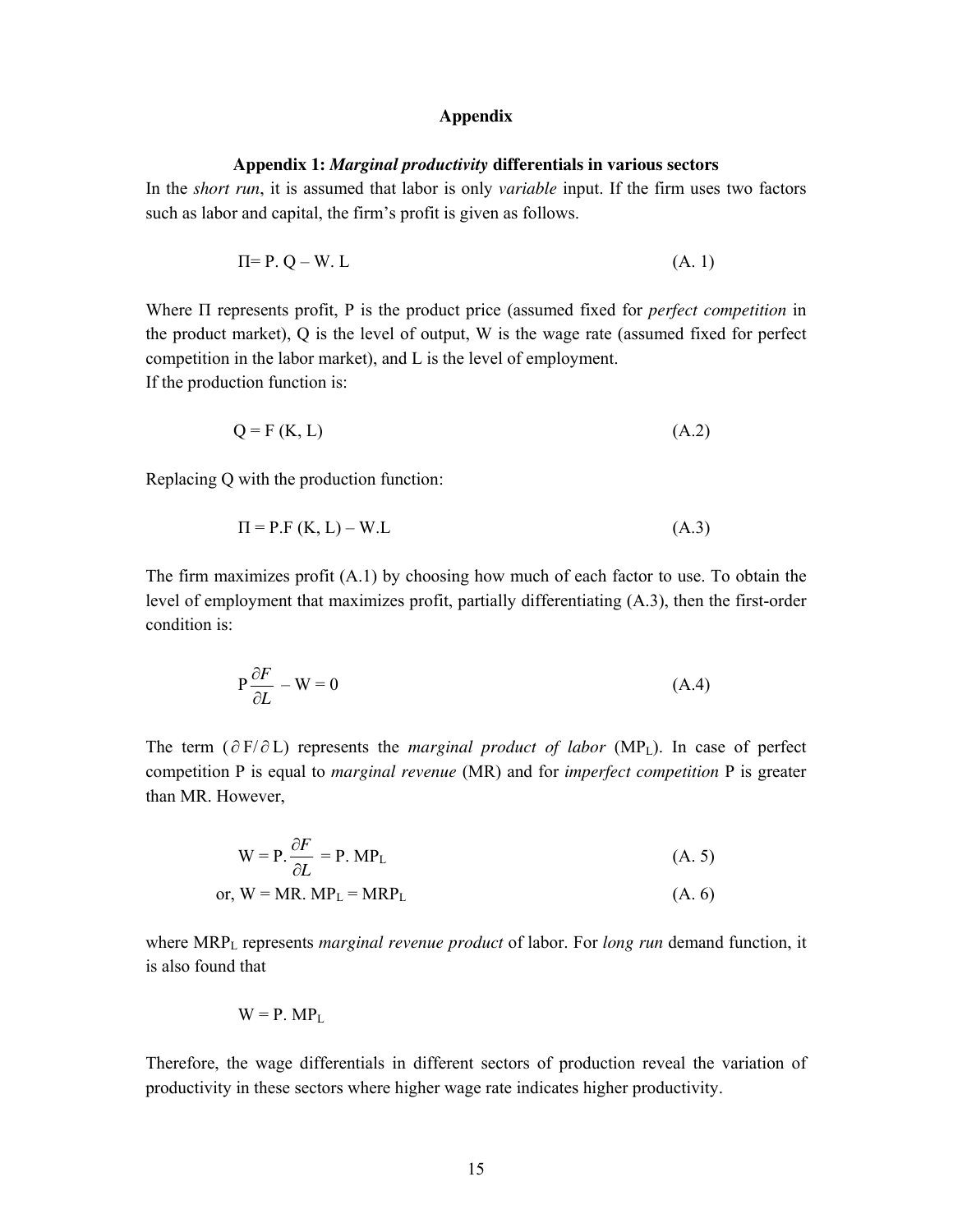# Appendix

## Appendix 1: *Marginal productivity* differentials in various sectors

In the *short run*, it is assumed that labor is only *variable* input. If the firm uses two factors such as labor and capital, the firm's profit is given as follows.

$$\Pi = P.\ Q - W.\ L \tag{A. 1}$$

Where $\Pi$ represents profit, P is the product price (assumed fixed for *perfect competition* in the product market), Q is the level of output, W is the wage rate (assumed fixed for perfect competition in the labor market), and L is the level of employment.
If the production function is:

$$Q = F\ (K,\ L) \tag{A.2}$$

Replacing Q with the production function:

$$\Pi = P.F\ (K,\ L) - W.L \tag{A.3}$$

The firm maximizes profit (A.1) by choosing how much of each factor to use. To obtain the level of employment that maximizes profit, partially differentiating (A.3), then the first-order condition is:

$$P\frac{\partial F}{\partial L} - W = 0 \tag{A.4}$$

The term ($\partial F/\partial L$) represents the *marginal product of labor* ($MP_L$). In case of perfect competition P is equal to *marginal revenue* (MR) and for *imperfect competition* P is greater than MR. However,

$$W = P.\frac{\partial F}{\partial L} = P.\ MP_L \tag{A. 5}$$

$$\text{or, } W = MR.\ MP_L = MRP_L \tag{A. 6}$$

where $MRP_L$ represents *marginal revenue product* of labor. For *long run* demand function, it is also found that

$$W = P.\ MP_L$$

Therefore, the wage differentials in different sectors of production reveal the variation of productivity in these sectors where higher wage rate indicates higher productivity.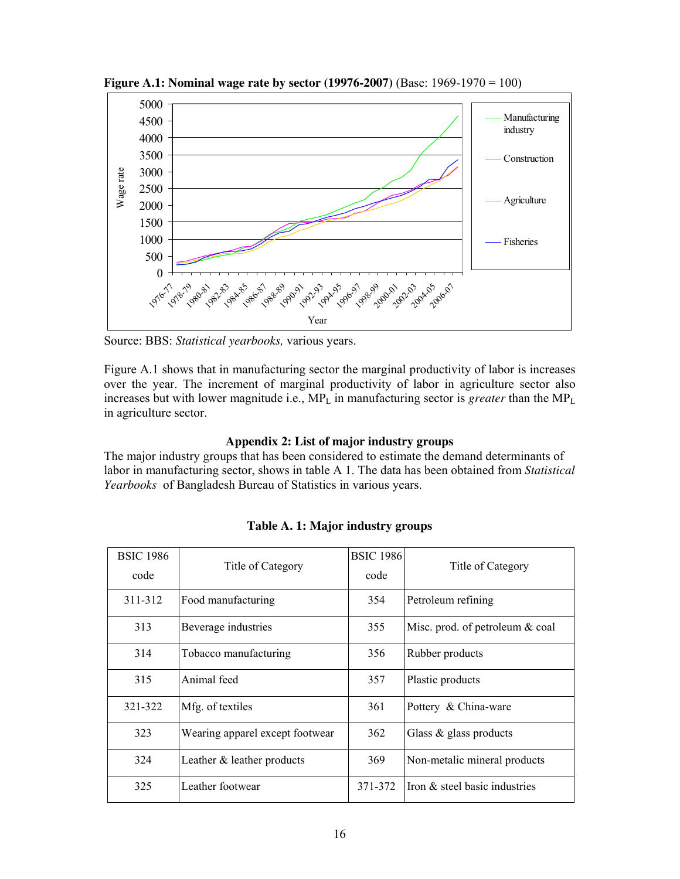**Figure A.1: Nominal wage rate by sector (19976-2007)** (Base: 1969-1970 = 100)

Source: BBS: *Statistical yearbooks,* various years.

Figure A.1 shows that in manufacturing sector the marginal productivity of labor is increases over the year. The increment of marginal productivity of labor in agriculture sector also increases but with lower magnitude i.e., $MP_L$ in manufacturing sector is *greater* than the $MP_L$ in agriculture sector.

## Appendix 2: List of major industry groups

The major industry groups that has been considered to estimate the demand determinants of labor in manufacturing sector, shows in table A 1. The data has been obtained from *Statistical Yearbooks* of Bangladesh Bureau of Statistics in various years.

**Table A. 1: Major industry groups**

| BSIC 1986 code | Title of Category | BSIC 1986 code | Title of Category |
|---|---|---|---|
| 311-312 | Food manufacturing | 354 | Petroleum refining |
| 313 | Beverage industries | 355 | Misc. prod. of petroleum & coal |
| 314 | Tobacco manufacturing | 356 | Rubber products |
| 315 | Animal feed | 357 | Plastic products |
| 321-322 | Mfg. of textiles | 361 | Pottery & China-ware |
| 323 | Wearing apparel except footwear | 362 | Glass & glass products |
| 324 | Leather & leather products | 369 | Non-metalic mineral products |
| 325 | Leather footwear | 371-372 | Iron & steel basic industries |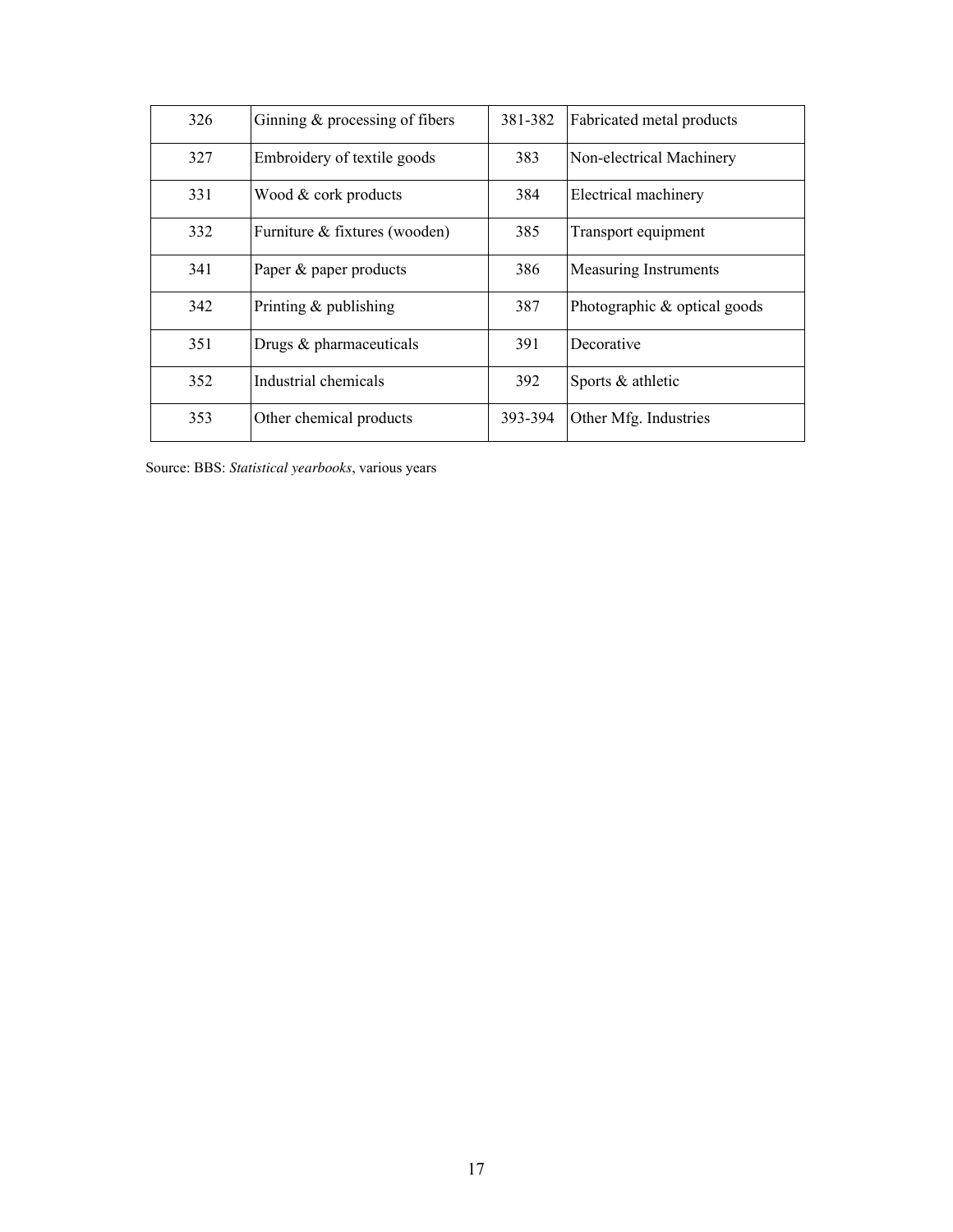| | | | |
|---|---|---|---|
| 326 | Ginning & processing of fibers | 381-382 | Fabricated metal products |
| 327 | Embroidery of textile goods | 383 | Non-electrical Machinery |
| 331 | Wood & cork products | 384 | Electrical machinery |
| 332 | Furniture & fixtures (wooden) | 385 | Transport equipment |
| 341 | Paper & paper products | 386 | Measuring Instruments |
| 342 | Printing & publishing | 387 | Photographic & optical goods |
| 351 | Drugs & pharmaceuticals | 391 | Decorative |
| 352 | Industrial chemicals | 392 | Sports & athletic |
| 353 | Other chemical products | 393-394 | Other Mfg. Industries |

Source: BBS: *Statistical yearbooks*, various years